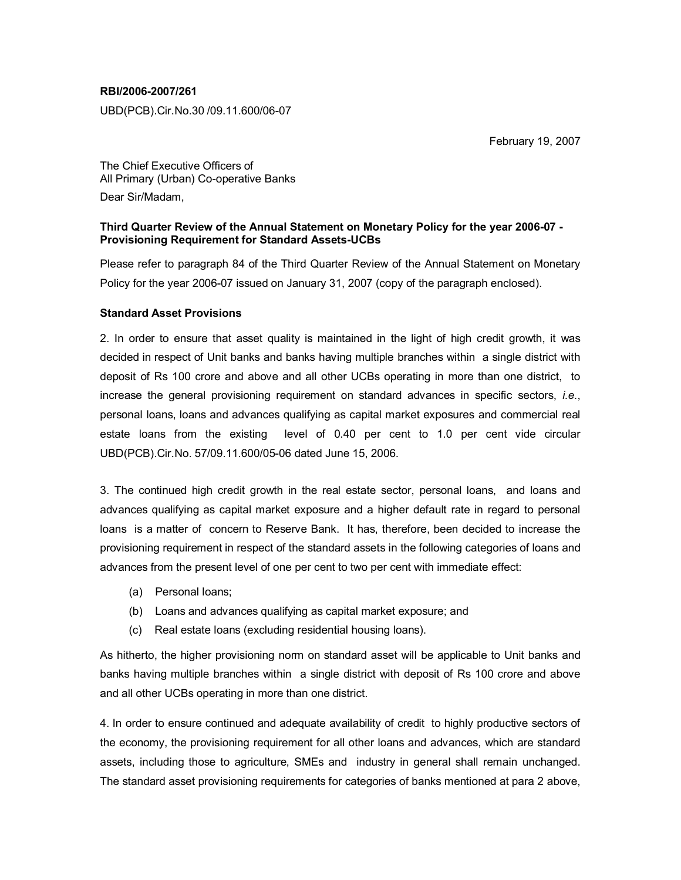**RBI/2006-2007/261**

UBD(PCB).Cir.No.30 /09.11.600/06-07

February 19, 2007

The Chief Executive Officers of
All Primary (Urban) Co-operative Banks

Dear Sir/Madam,

**Third Quarter Review of the Annual Statement on Monetary Policy for the year 2006-07 - Provisioning Requirement for Standard Assets-UCBs**

Please refer to paragraph 84 of the Third Quarter Review of the Annual Statement on Monetary Policy for the year 2006-07 issued on January 31, 2007 (copy of the paragraph enclosed).

**Standard Asset Provisions**

2. In order to ensure that asset quality is maintained in the light of high credit growth, it was decided in respect of Unit banks and banks having multiple branches within a single district with deposit of Rs 100 crore and above and all other UCBs operating in more than one district, to increase the general provisioning requirement on standard advances in specific sectors, *i.e.*, personal loans, loans and advances qualifying as capital market exposures and commercial real estate loans from the existing level of 0.40 per cent to 1.0 per cent vide circular UBD(PCB).Cir.No. 57/09.11.600/05-06 dated June 15, 2006.

3. The continued high credit growth in the real estate sector, personal loans, and loans and advances qualifying as capital market exposure and a higher default rate in regard to personal loans is a matter of concern to Reserve Bank. It has, therefore, been decided to increase the provisioning requirement in respect of the standard assets in the following categories of loans and advances from the present level of one per cent to two per cent with immediate effect:

(a) Personal loans;
(b) Loans and advances qualifying as capital market exposure; and
(c) Real estate loans (excluding residential housing loans).

As hitherto, the higher provisioning norm on standard asset will be applicable to Unit banks and banks having multiple branches within a single district with deposit of Rs 100 crore and above and all other UCBs operating in more than one district.

4. In order to ensure continued and adequate availability of credit to highly productive sectors of the economy, the provisioning requirement for all other loans and advances, which are standard assets, including those to agriculture, SMEs and industry in general shall remain unchanged. The standard asset provisioning requirements for categories of banks mentioned at para 2 above,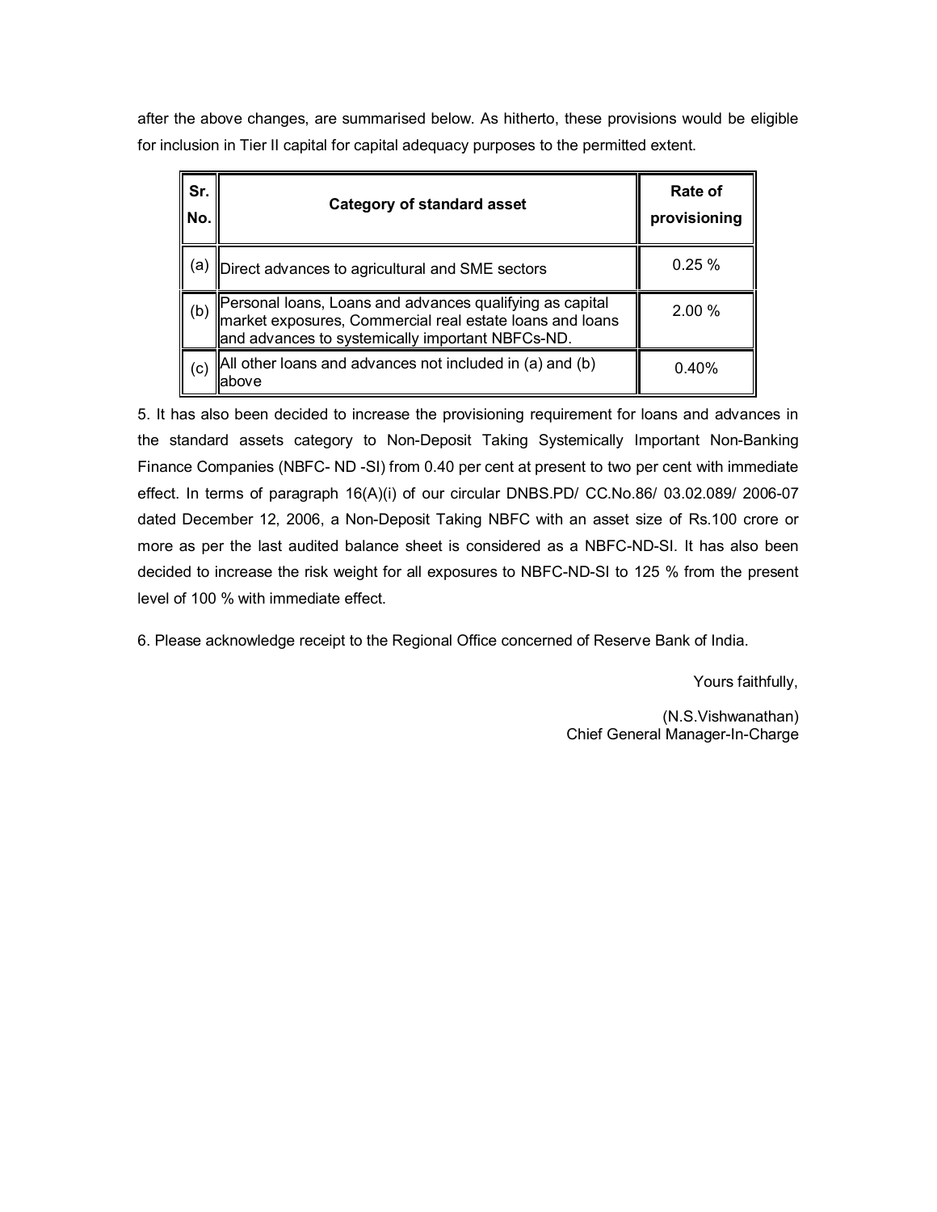after the above changes, are summarised below. As hitherto, these provisions would be eligible for inclusion in Tier II capital for capital adequacy purposes to the permitted extent.

| Sr. No. | Category of standard asset | Rate of provisioning |
|---|---|---|
| (a) | Direct advances to agricultural and SME sectors | 0.25 % |
| (b) | Personal loans, Loans and advances qualifying as capital market exposures, Commercial real estate loans and loans and advances to systemically important NBFCs-ND. | 2.00 % |
| (c) | All other loans and advances not included in (a) and (b) above | 0.40% |

5. It has also been decided to increase the provisioning requirement for loans and advances in the standard assets category to Non-Deposit Taking Systemically Important Non-Banking Finance Companies (NBFC- ND -SI) from 0.40 per cent at present to two per cent with immediate effect. In terms of paragraph 16(A)(i) of our circular DNBS.PD/ CC.No.86/ 03.02.089/ 2006-07 dated December 12, 2006, a Non-Deposit Taking NBFC with an asset size of Rs.100 crore or more as per the last audited balance sheet is considered as a NBFC-ND-SI. It has also been decided to increase the risk weight for all exposures to NBFC-ND-SI to 125 % from the present level of 100 % with immediate effect.

6. Please acknowledge receipt to the Regional Office concerned of Reserve Bank of India.

Yours faithfully,

(N.S.Vishwanathan)
Chief General Manager-In-Charge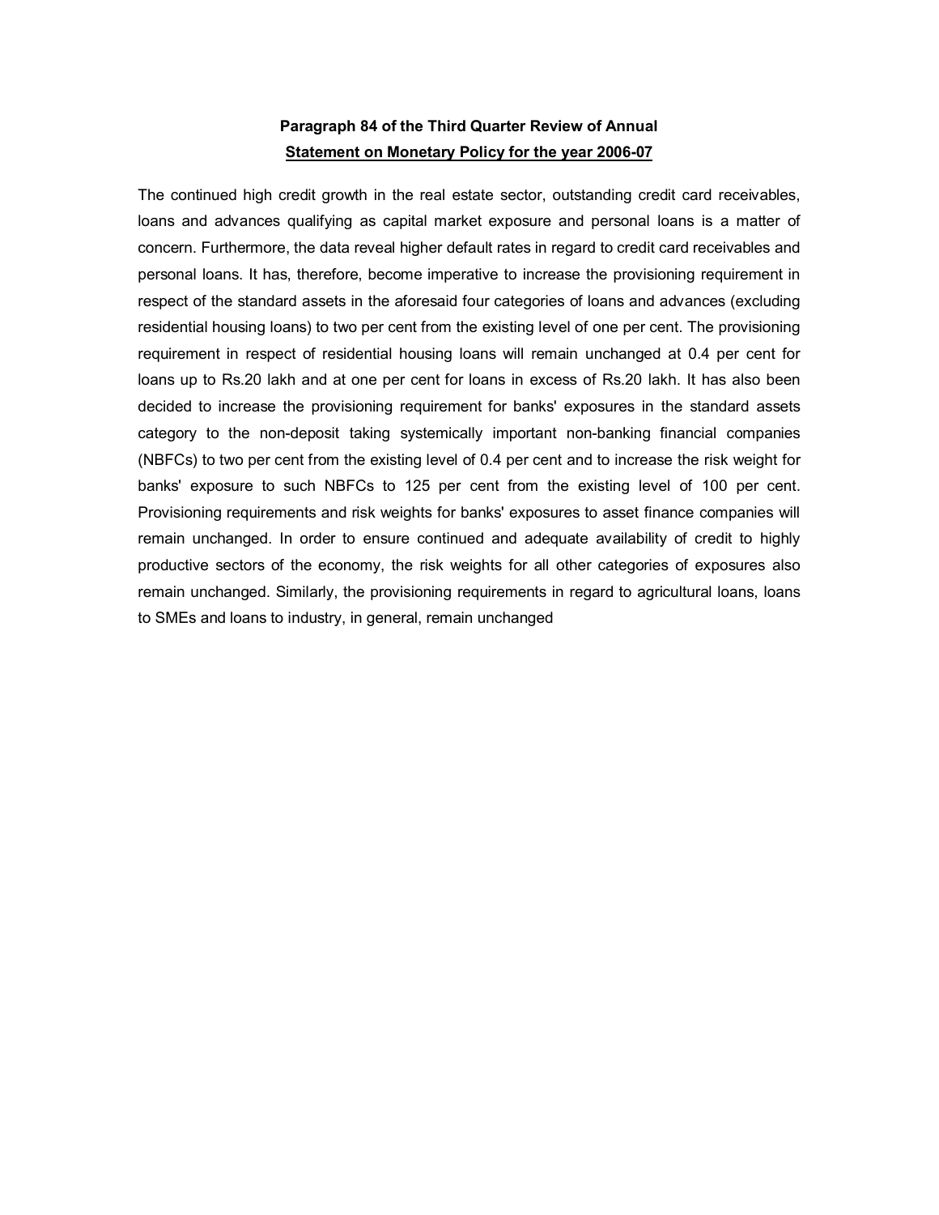**Paragraph 84 of the Third Quarter Review of Annual**
**Statement on Monetary Policy for the year 2006-07**

The continued high credit growth in the real estate sector, outstanding credit card receivables, loans and advances qualifying as capital market exposure and personal loans is a matter of concern. Furthermore, the data reveal higher default rates in regard to credit card receivables and personal loans. It has, therefore, become imperative to increase the provisioning requirement in respect of the standard assets in the aforesaid four categories of loans and advances (excluding residential housing loans) to two per cent from the existing level of one per cent. The provisioning requirement in respect of residential housing loans will remain unchanged at 0.4 per cent for loans up to Rs.20 lakh and at one per cent for loans in excess of Rs.20 lakh. It has also been decided to increase the provisioning requirement for banks' exposures in the standard assets category to the non-deposit taking systemically important non-banking financial companies (NBFCs) to two per cent from the existing level of 0.4 per cent and to increase the risk weight for banks' exposure to such NBFCs to 125 per cent from the existing level of 100 per cent. Provisioning requirements and risk weights for banks' exposures to asset finance companies will remain unchanged. In order to ensure continued and adequate availability of credit to highly productive sectors of the economy, the risk weights for all other categories of exposures also remain unchanged. Similarly, the provisioning requirements in regard to agricultural loans, loans to SMEs and loans to industry, in general, remain unchanged